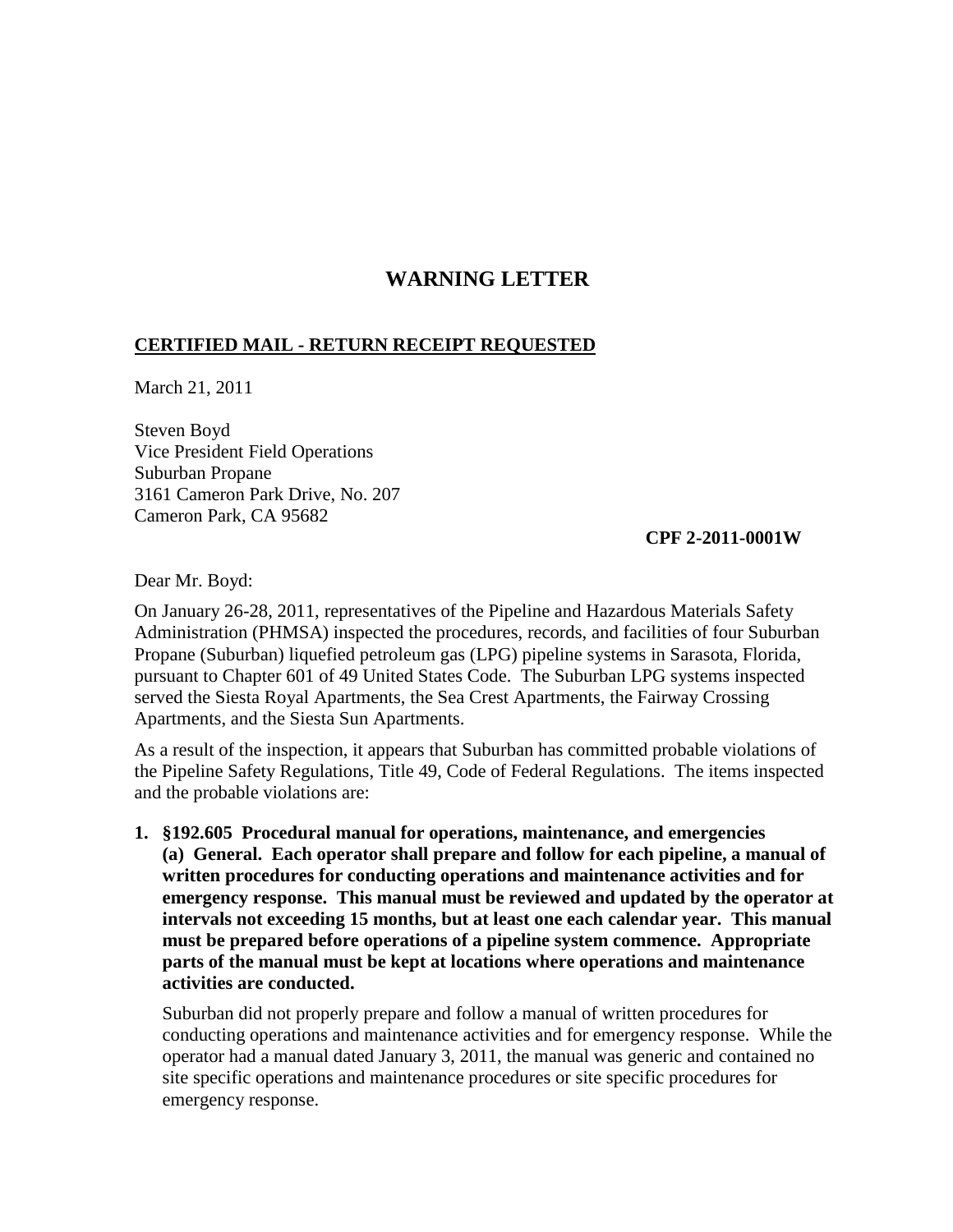# WARNING LETTER

**CERTIFIED MAIL - RETURN RECEIPT REQUESTED**

March 21, 2011

Steven Boyd
Vice President Field Operations
Suburban Propane
3161 Cameron Park Drive, No. 207
Cameron Park, CA 95682

**CPF 2-2011-0001W**

Dear Mr. Boyd:

On January 26-28, 2011, representatives of the Pipeline and Hazardous Materials Safety Administration (PHMSA) inspected the procedures, records, and facilities of four Suburban Propane (Suburban) liquefied petroleum gas (LPG) pipeline systems in Sarasota, Florida, pursuant to Chapter 601 of 49 United States Code. The Suburban LPG systems inspected served the Siesta Royal Apartments, the Sea Crest Apartments, the Fairway Crossing Apartments, and the Siesta Sun Apartments.

As a result of the inspection, it appears that Suburban has committed probable violations of the Pipeline Safety Regulations, Title 49, Code of Federal Regulations. The items inspected and the probable violations are:

1. **§192.605 Procedural manual for operations, maintenance, and emergencies (a) General. Each operator shall prepare and follow for each pipeline, a manual of written procedures for conducting operations and maintenance activities and for emergency response. This manual must be reviewed and updated by the operator at intervals not exceeding 15 months, but at least one each calendar year. This manual must be prepared before operations of a pipeline system commence. Appropriate parts of the manual must be kept at locations where operations and maintenance activities are conducted.**

   Suburban did not properly prepare and follow a manual of written procedures for conducting operations and maintenance activities and for emergency response. While the operator had a manual dated January 3, 2011, the manual was generic and contained no site specific operations and maintenance procedures or site specific procedures for emergency response.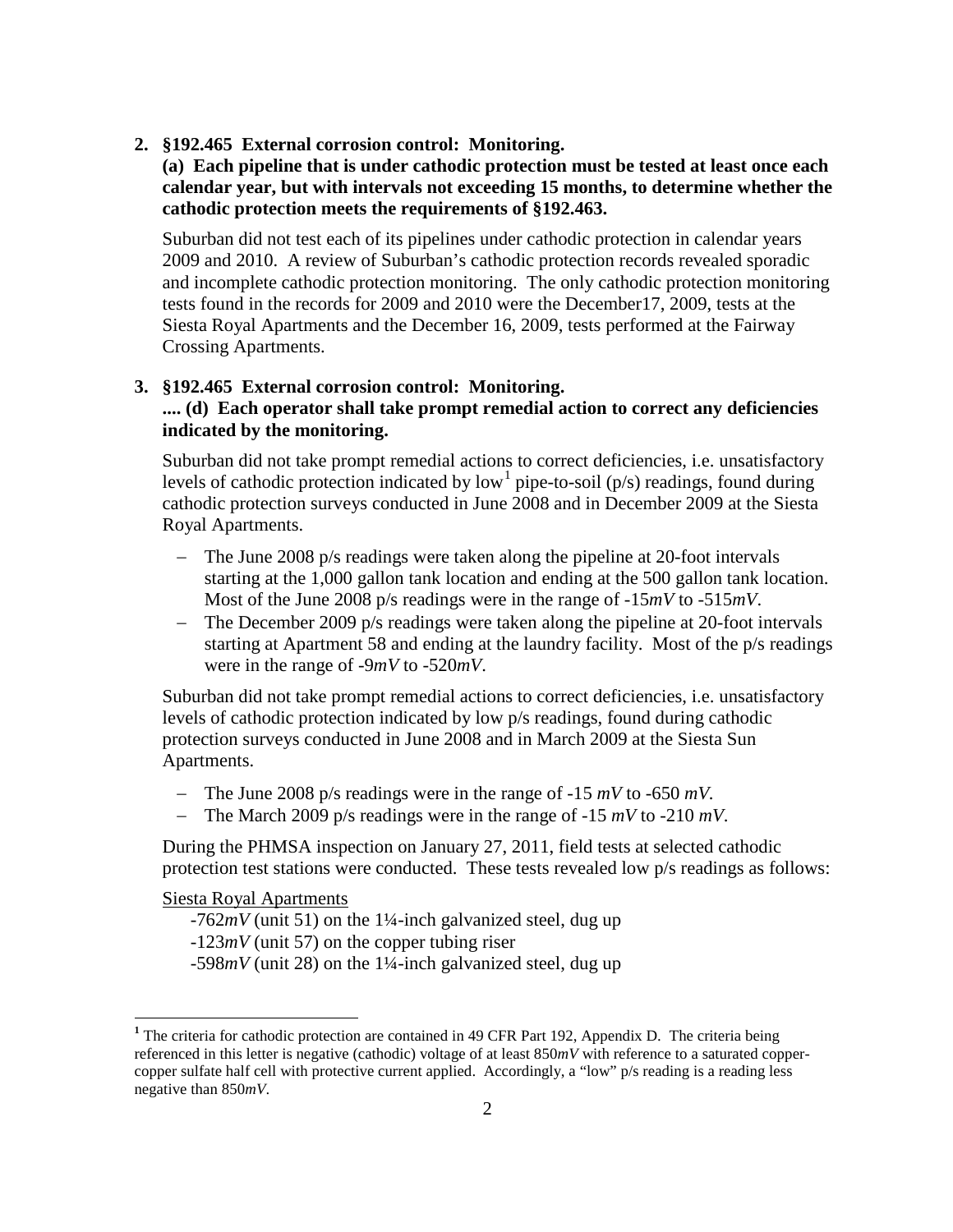**2. §192.465 External corrosion control: Monitoring.**
**(a) Each pipeline that is under cathodic protection must be tested at least once each calendar year, but with intervals not exceeding 15 months, to determine whether the cathodic protection meets the requirements of §192.463.**

Suburban did not test each of its pipelines under cathodic protection in calendar years 2009 and 2010. A review of Suburban's cathodic protection records revealed sporadic and incomplete cathodic protection monitoring. The only cathodic protection monitoring tests found in the records for 2009 and 2010 were the December17, 2009, tests at the Siesta Royal Apartments and the December 16, 2009, tests performed at the Fairway Crossing Apartments.

**3. §192.465 External corrosion control: Monitoring.**
**.... (d) Each operator shall take prompt remedial action to correct any deficiencies indicated by the monitoring.**

Suburban did not take prompt remedial actions to correct deficiencies, i.e. unsatisfactory levels of cathodic protection indicated by low[1] pipe-to-soil (p/s) readings, found during cathodic protection surveys conducted in June 2008 and in December 2009 at the Siesta Royal Apartments.

- The June 2008 p/s readings were taken along the pipeline at 20-foot intervals starting at the 1,000 gallon tank location and ending at the 500 gallon tank location. Most of the June 2008 p/s readings were in the range of -15*mV* to -515*mV*.
- The December 2009 p/s readings were taken along the pipeline at 20-foot intervals starting at Apartment 58 and ending at the laundry facility. Most of the p/s readings were in the range of -9*mV* to -520*mV*.

Suburban did not take prompt remedial actions to correct deficiencies, i.e. unsatisfactory levels of cathodic protection indicated by low p/s readings, found during cathodic protection surveys conducted in June 2008 and in March 2009 at the Siesta Sun Apartments.

- The June 2008 p/s readings were in the range of -15 *mV* to -650 *mV*.
- The March 2009 p/s readings were in the range of -15 *mV* to -210 *mV*.

During the PHMSA inspection on January 27, 2011, field tests at selected cathodic protection test stations were conducted. These tests revealed low p/s readings as follows:

<u>Siesta Royal Apartments</u>

-762*mV* (unit 51) on the 1¼-inch galvanized steel, dug up
-123*mV* (unit 57) on the copper tubing riser
-598*mV* (unit 28) on the 1¼-inch galvanized steel, dug up

[1] The criteria for cathodic protection are contained in 49 CFR Part 192, Appendix D. The criteria being referenced in this letter is negative (cathodic) voltage of at least 850*mV* with reference to a saturated copper-copper sulfate half cell with protective current applied. Accordingly, a "low" p/s reading is a reading less negative than 850*mV*.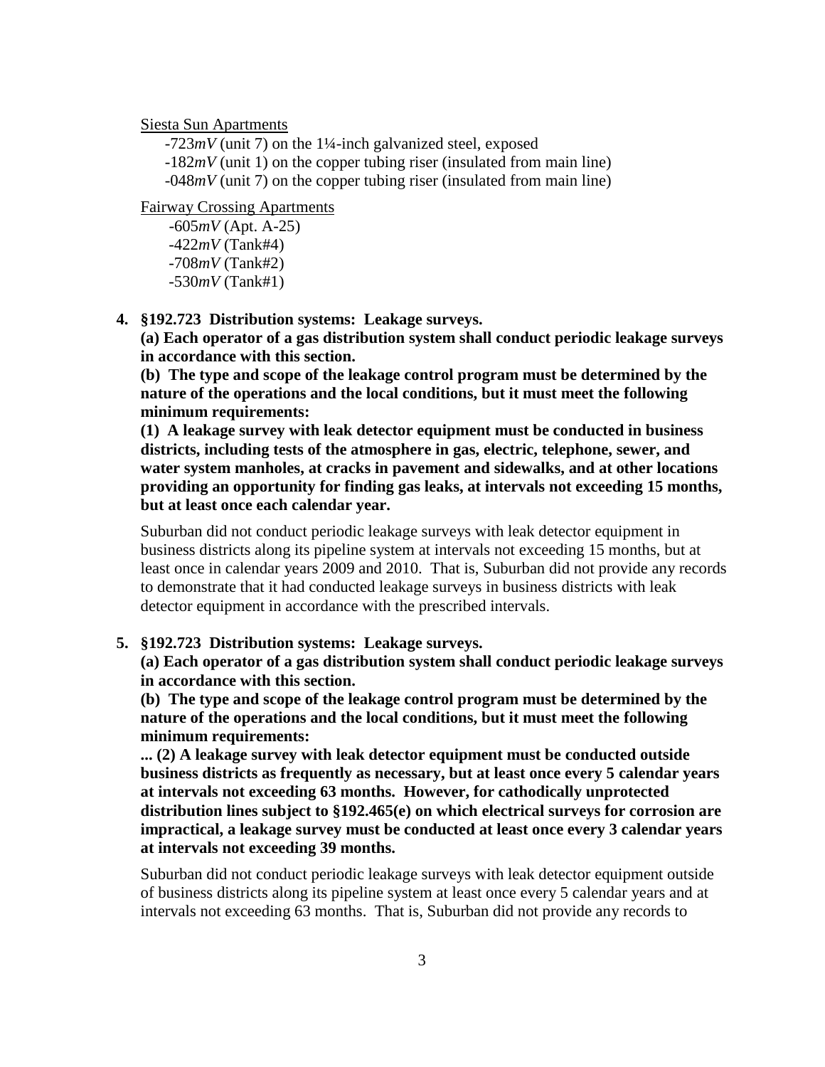Siesta Sun Apartments

-723$mV$ (unit 7) on the 1¼-inch galvanized steel, exposed
-182$mV$ (unit 1) on the copper tubing riser (insulated from main line)
-048$mV$ (unit 7) on the copper tubing riser (insulated from main line)

Fairway Crossing Apartments

-605$mV$ (Apt. A-25)
-422$mV$ (Tank#4)
-708$mV$ (Tank#2)
-530$mV$ (Tank#1)

4. **§192.723 Distribution systems: Leakage surveys.**
**(a) Each operator of a gas distribution system shall conduct periodic leakage surveys in accordance with this section.**
**(b) The type and scope of the leakage control program must be determined by the nature of the operations and the local conditions, but it must meet the following minimum requirements:**
**(1) A leakage survey with leak detector equipment must be conducted in business districts, including tests of the atmosphere in gas, electric, telephone, sewer, and water system manholes, at cracks in pavement and sidewalks, and at other locations providing an opportunity for finding gas leaks, at intervals not exceeding 15 months, but at least once each calendar year.**

Suburban did not conduct periodic leakage surveys with leak detector equipment in business districts along its pipeline system at intervals not exceeding 15 months, but at least once in calendar years 2009 and 2010. That is, Suburban did not provide any records to demonstrate that it had conducted leakage surveys in business districts with leak detector equipment in accordance with the prescribed intervals.

5. **§192.723 Distribution systems: Leakage surveys.**
**(a) Each operator of a gas distribution system shall conduct periodic leakage surveys in accordance with this section.**
**(b) The type and scope of the leakage control program must be determined by the nature of the operations and the local conditions, but it must meet the following minimum requirements:**
**... (2) A leakage survey with leak detector equipment must be conducted outside business districts as frequently as necessary, but at least once every 5 calendar years at intervals not exceeding 63 months. However, for cathodically unprotected distribution lines subject to §192.465(e) on which electrical surveys for corrosion are impractical, a leakage survey must be conducted at least once every 3 calendar years at intervals not exceeding 39 months.**

Suburban did not conduct periodic leakage surveys with leak detector equipment outside of business districts along its pipeline system at least once every 5 calendar years and at intervals not exceeding 63 months. That is, Suburban did not provide any records to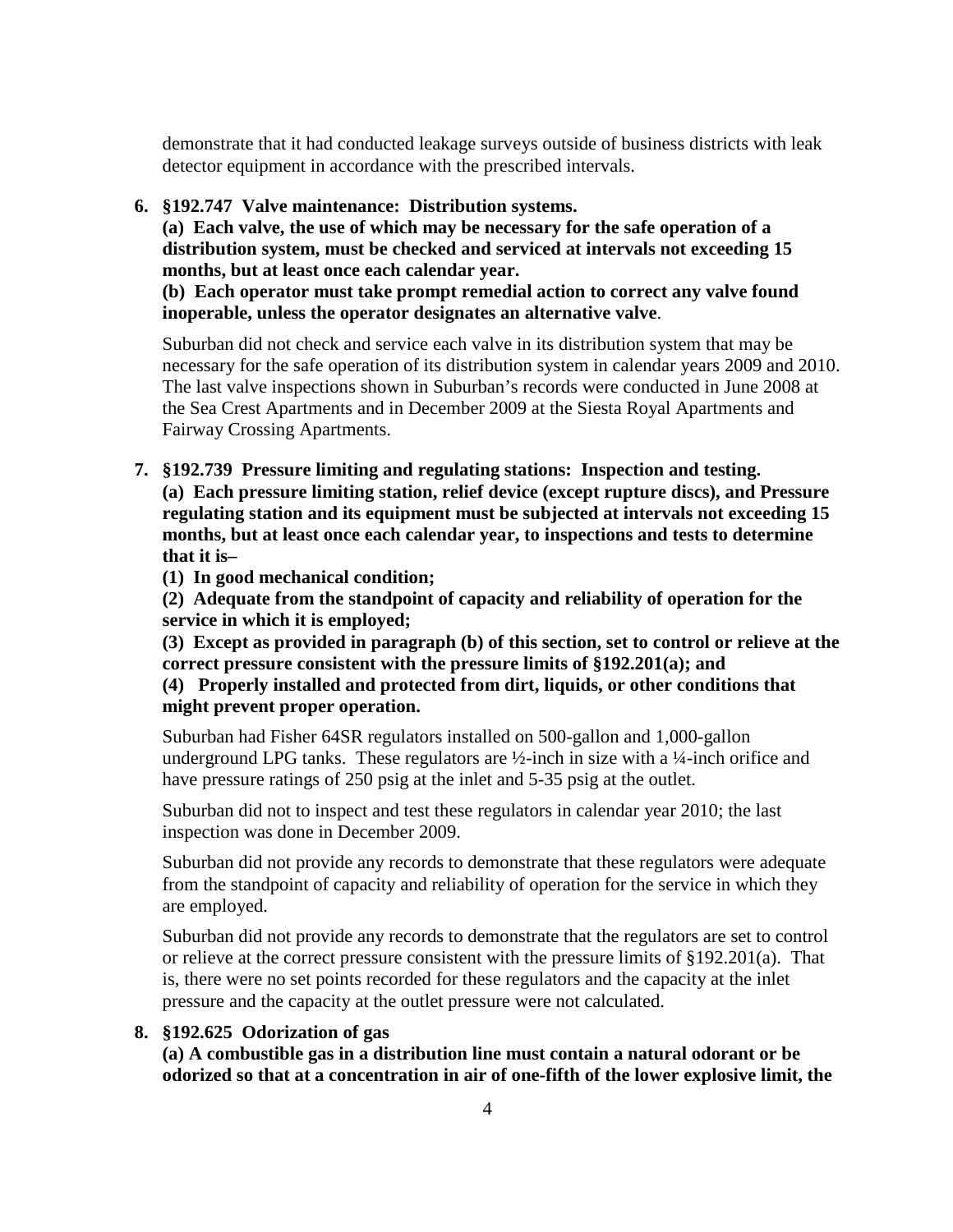demonstrate that it had conducted leakage surveys outside of business districts with leak detector equipment in accordance with the prescribed intervals.

**6. §192.747 Valve maintenance: Distribution systems.**

**(a) Each valve, the use of which may be necessary for the safe operation of a distribution system, must be checked and serviced at intervals not exceeding 15 months, but at least once each calendar year.**

**(b) Each operator must take prompt remedial action to correct any valve found inoperable, unless the operator designates an alternative valve.**

Suburban did not check and service each valve in its distribution system that may be necessary for the safe operation of its distribution system in calendar years 2009 and 2010. The last valve inspections shown in Suburban's records were conducted in June 2008 at the Sea Crest Apartments and in December 2009 at the Siesta Royal Apartments and Fairway Crossing Apartments.

**7. §192.739 Pressure limiting and regulating stations: Inspection and testing.**

**(a) Each pressure limiting station, relief device (except rupture discs), and Pressure regulating station and its equipment must be subjected at intervals not exceeding 15 months, but at least once each calendar year, to inspections and tests to determine that it is–**

**(1) In good mechanical condition;**

**(2) Adequate from the standpoint of capacity and reliability of operation for the service in which it is employed;**

**(3) Except as provided in paragraph (b) of this section, set to control or relieve at the correct pressure consistent with the pressure limits of §192.201(a); and**

**(4) Properly installed and protected from dirt, liquids, or other conditions that might prevent proper operation.**

Suburban had Fisher 64SR regulators installed on 500-gallon and 1,000-gallon underground LPG tanks. These regulators are ½-inch in size with a ¼-inch orifice and have pressure ratings of 250 psig at the inlet and 5-35 psig at the outlet.

Suburban did not to inspect and test these regulators in calendar year 2010; the last inspection was done in December 2009.

Suburban did not provide any records to demonstrate that these regulators were adequate from the standpoint of capacity and reliability of operation for the service in which they are employed.

Suburban did not provide any records to demonstrate that the regulators are set to control or relieve at the correct pressure consistent with the pressure limits of §192.201(a). That is, there were no set points recorded for these regulators and the capacity at the inlet pressure and the capacity at the outlet pressure were not calculated.

**8. §192.625 Odorization of gas**

**(a) A combustible gas in a distribution line must contain a natural odorant or be odorized so that at a concentration in air of one-fifth of the lower explosive limit, the**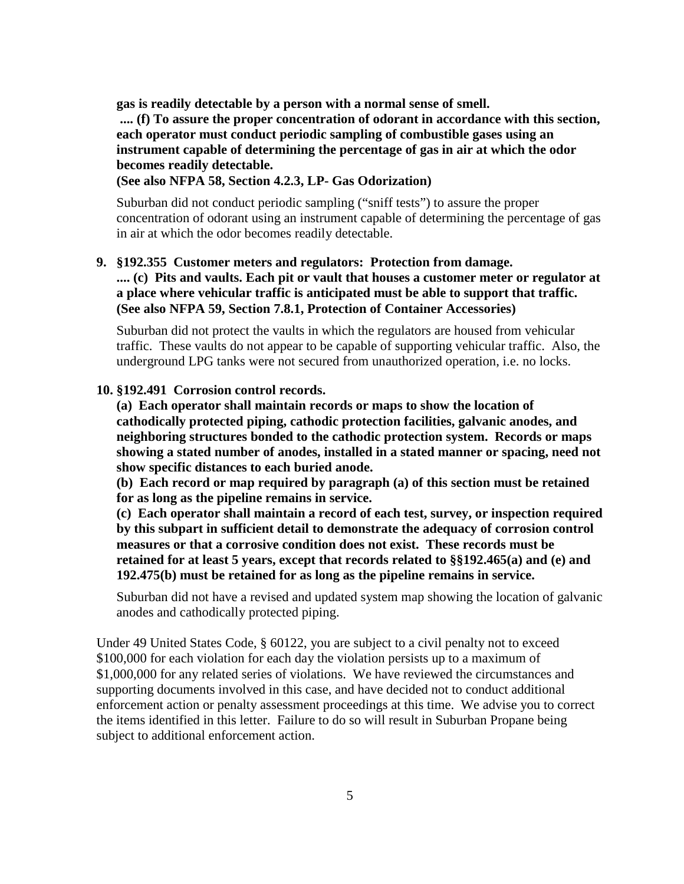**gas is readily detectable by a person with a normal sense of smell.**
**.... (f) To assure the proper concentration of odorant in accordance with this section, each operator must conduct periodic sampling of combustible gases using an instrument capable of determining the percentage of gas in air at which the odor becomes readily detectable.**
**(See also NFPA 58, Section 4.2.3, LP- Gas Odorization)**

Suburban did not conduct periodic sampling ("sniff tests") to assure the proper concentration of odorant using an instrument capable of determining the percentage of gas in air at which the odor becomes readily detectable.

9. **§192.355 Customer meters and regulators: Protection from damage.**
**.... (c) Pits and vaults. Each pit or vault that houses a customer meter or regulator at a place where vehicular traffic is anticipated must be able to support that traffic.**
**(See also NFPA 59, Section 7.8.1, Protection of Container Accessories)**

Suburban did not protect the vaults in which the regulators are housed from vehicular traffic. These vaults do not appear to be capable of supporting vehicular traffic. Also, the underground LPG tanks were not secured from unauthorized operation, i.e. no locks.

10. **§192.491 Corrosion control records.**
**(a) Each operator shall maintain records or maps to show the location of cathodically protected piping, cathodic protection facilities, galvanic anodes, and neighboring structures bonded to the cathodic protection system. Records or maps showing a stated number of anodes, installed in a stated manner or spacing, need not show specific distances to each buried anode.**
**(b) Each record or map required by paragraph (a) of this section must be retained for as long as the pipeline remains in service.**
**(c) Each operator shall maintain a record of each test, survey, or inspection required by this subpart in sufficient detail to demonstrate the adequacy of corrosion control measures or that a corrosive condition does not exist. These records must be retained for at least 5 years, except that records related to §§192.465(a) and (e) and 192.475(b) must be retained for as long as the pipeline remains in service.**

Suburban did not have a revised and updated system map showing the location of galvanic anodes and cathodically protected piping.

Under 49 United States Code, § 60122, you are subject to a civil penalty not to exceed $100,000 for each violation for each day the violation persists up to a maximum of $1,000,000 for any related series of violations. We have reviewed the circumstances and supporting documents involved in this case, and have decided not to conduct additional enforcement action or penalty assessment proceedings at this time. We advise you to correct the items identified in this letter. Failure to do so will result in Suburban Propane being subject to additional enforcement action.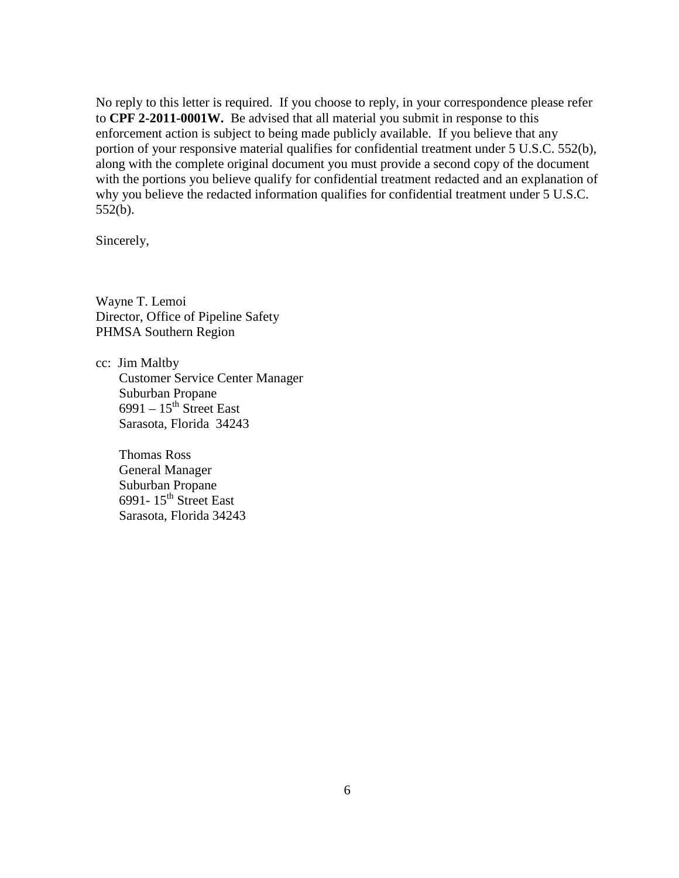No reply to this letter is required. If you choose to reply, in your correspondence please refer to **CPF 2-2011-0001W.** Be advised that all material you submit in response to this enforcement action is subject to being made publicly available. If you believe that any portion of your responsive material qualifies for confidential treatment under 5 U.S.C. 552(b), along with the complete original document you must provide a second copy of the document with the portions you believe qualify for confidential treatment redacted and an explanation of why you believe the redacted information qualifies for confidential treatment under 5 U.S.C. 552(b).

Sincerely,

Wayne T. Lemoi
Director, Office of Pipeline Safety
PHMSA Southern Region

cc: Jim Maltby
Customer Service Center Manager
Suburban Propane
6991 – 15th Street East
Sarasota, Florida 34243

Thomas Ross
General Manager
Suburban Propane
6991- 15th Street East
Sarasota, Florida 34243